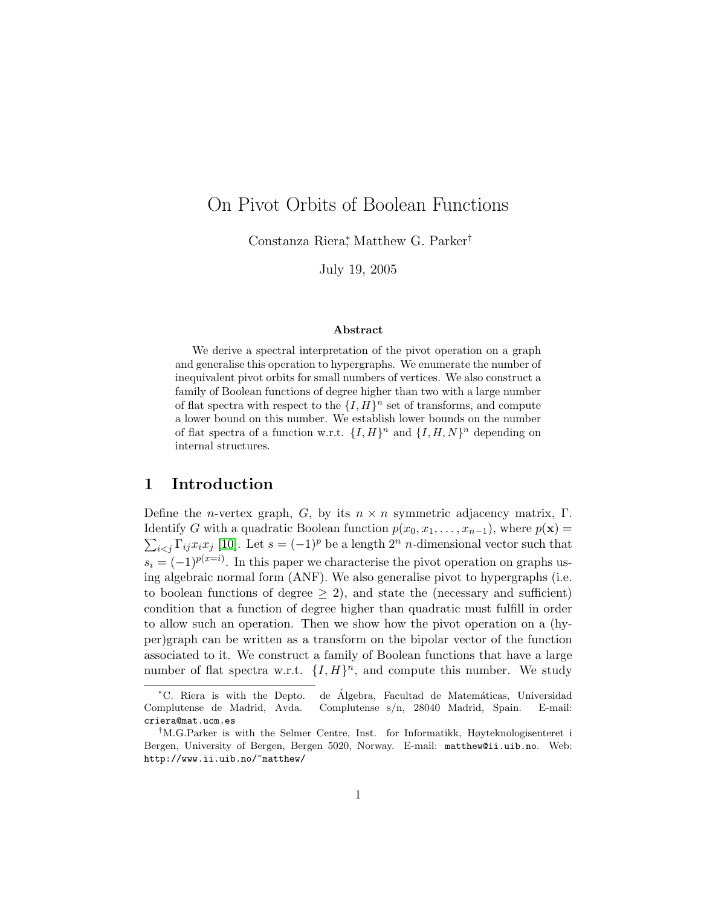# On Pivot Orbits of Boolean Functions

Constanza Riera[*], Matthew G. Parker[†]

July 19, 2005

### Abstract

We derive a spectral interpretation of the pivot operation on a graph and generalise this operation to hypergraphs. We enumerate the number of inequivalent pivot orbits for small numbers of vertices. We also construct a family of Boolean functions of degree higher than two with a large number of flat spectra with respect to the $\{I, H\}^n$ set of transforms, and compute a lower bound on this number. We establish lower bounds on the number of flat spectra of a function w.r.t. $\{I, H\}^n$ and $\{I, H, N\}^n$ depending on internal structures.

## 1 Introduction

Define the $n$-vertex graph, $G$, by its $n \times n$ symmetric adjacency matrix, $\Gamma$. Identify $G$ with a quadratic Boolean function $p(x_0, x_1, \ldots, x_{n-1})$, where $p(\mathbf{x}) = \sum_{i<j} \Gamma_{ij} x_i x_j$ [10]. Let $s = (-1)^p$ be a length $2^n$ $n$-dimensional vector such that $s_i = (-1)^{p(x=i)}$. In this paper we characterise the pivot operation on graphs using algebraic normal form (ANF). We also generalise pivot to hypergraphs (i.e. to boolean functions of degree $\geq 2$), and state the (necessary and sufficient) condition that a function of degree higher than quadratic must fulfill in order to allow such an operation. Then we show how the pivot operation on a (hyper)graph can be written as a transform on the bipolar vector of the function associated to it. We construct a family of Boolean functions that have a large number of flat spectra w.r.t. $\{I, H\}^n$, and compute this number. We study

---

[*] C. Riera is with the Depto. de Álgebra, Facultad de Matemáticas, Universidad Complutense de Madrid, Avda. Complutense s/n, 28040 Madrid, Spain. E-mail: criera@mat.ucm.es

[†] M.G.Parker is with the Selmer Centre, Inst. for Informatikk, Høyteknologisenteret i Bergen, University of Bergen, Bergen 5020, Norway. E-mail: matthew@ii.uib.no. Web: http://www.ii.uib.no/~matthew/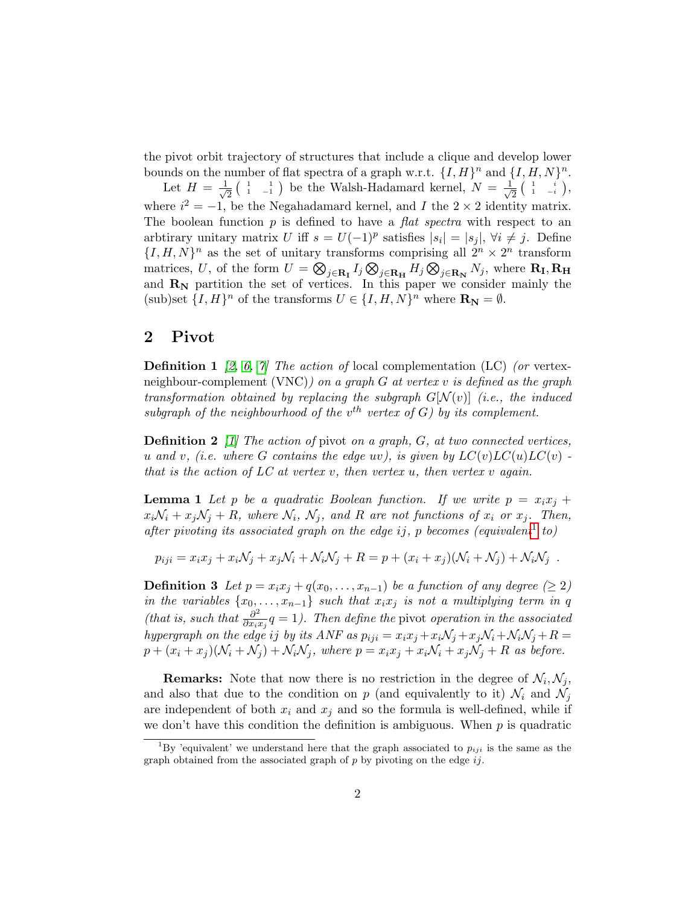the pivot orbit trajectory of structures that include a clique and develop lower bounds on the number of flat spectra of a graph w.r.t. $\{I, H\}^n$ and $\{I, H, N\}^n$.

Let $H = \frac{1}{\sqrt{2}} \left( \begin{smallmatrix} 1 & 1 \\ 1 & -1 \end{smallmatrix} \right)$ be the Walsh-Hadamard kernel, $N = \frac{1}{\sqrt{2}} \left( \begin{smallmatrix} 1 & i \\ 1 & -i \end{smallmatrix} \right)$, where $i^2 = -1$, be the Negahadamard kernel, and $I$ the $2 \times 2$ identity matrix. The boolean function $p$ is defined to have a *flat spectra* with respect to an arbtirary unitary matrix $U$ iff $s = U(-1)^p$ satisfies $|s_i| = |s_j|, \; \forall i \neq j$. Define $\{I, H, N\}^n$ as the set of unitary transforms comprising all $2^n \times 2^n$ transform matrices, $U$, of the form $U = \bigotimes_{j \in \mathbf{R_I}} I_j \bigotimes_{j \in \mathbf{R_H}} H_j \bigotimes_{j \in \mathbf{R_N}} N_j$, where $\mathbf{R_I}, \mathbf{R_H}$ and $\mathbf{R_N}$ partition the set of vertices. In this paper we consider mainly the (sub)set $\{I, H\}^n$ of the transforms $U \in \{I, H, N\}^n$ where $\mathbf{R_N} = \emptyset$.

## 2 Pivot

**Definition 1** [2, 6, 7] *The action of* local complementation (LC) *(or* vertex-neighbour-complement (VNC)*) on a graph $G$ at vertex $v$ is defined as the graph transformation obtained by replacing the subgraph $G[\mathcal{N}(v)]$ (i.e., the induced subgraph of the neighbourhood of the $v^{th}$ vertex of $G$) by its complement.*

**Definition 2** [1] *The action of* pivot *on a graph, $G$, at two connected vertices, $u$ and $v$, (i.e. where $G$ contains the edge $uv$), is given by $LC(v)LC(u)LC(v)$ - that is the action of LC at vertex $v$, then vertex $u$, then vertex $v$ again.*

**Lemma 1** *Let $p$ be a quadratic Boolean function. If we write $p = x_i x_j + x_i \mathcal{N}_i + x_j \mathcal{N}_j + R$, where $\mathcal{N}_i$, $\mathcal{N}_j$, and $R$ are not functions of $x_i$ or $x_j$. Then, after pivoting its associated graph on the edge $ij$, $p$ becomes (equivalent[1] to)*

$$p_{iji} = x_i x_j + x_i \mathcal{N}_j + x_j \mathcal{N}_i + \mathcal{N}_i \mathcal{N}_j + R = p + (x_i + x_j)(\mathcal{N}_i + \mathcal{N}_j) + \mathcal{N}_i \mathcal{N}_j \; .$$

**Definition 3** *Let $p = x_i x_j + q(x_0, \ldots, x_{n-1})$ be a function of any degree ($\geq 2$) in the variables $\{x_0, \ldots, x_{n-1}\}$ such that $x_i x_j$ is not a multiplying term in $q$ (that is, such that $\frac{\partial^2}{\partial x_i x_j} q = 1$). Then define the* pivot *operation in the associated hypergraph on the edge $ij$ by its ANF as $p_{iji} = x_i x_j + x_i \mathcal{N}_j + x_j \mathcal{N}_i + \mathcal{N}_i \mathcal{N}_j + R = p + (x_i + x_j)(\mathcal{N}_i + \mathcal{N}_j) + \mathcal{N}_i \mathcal{N}_j$, where $p = x_i x_j + x_i \mathcal{N}_i + x_j \mathcal{N}_j + R$ as before.*

**Remarks:** Note that now there is no restriction in the degree of $\mathcal{N}_i, \mathcal{N}_j$, and also that due to the condition on $p$ (and equivalently to it) $\mathcal{N}_i$ and $\mathcal{N}_j$ are independent of both $x_i$ and $x_j$ and so the formula is well-defined, while if we don't have this condition the definition is ambiguous. When $p$ is quadratic

[1] By 'equivalent' we understand here that the graph associated to $p_{iji}$ is the same as the graph obtained from the associated graph of $p$ by pivoting on the edge $ij$.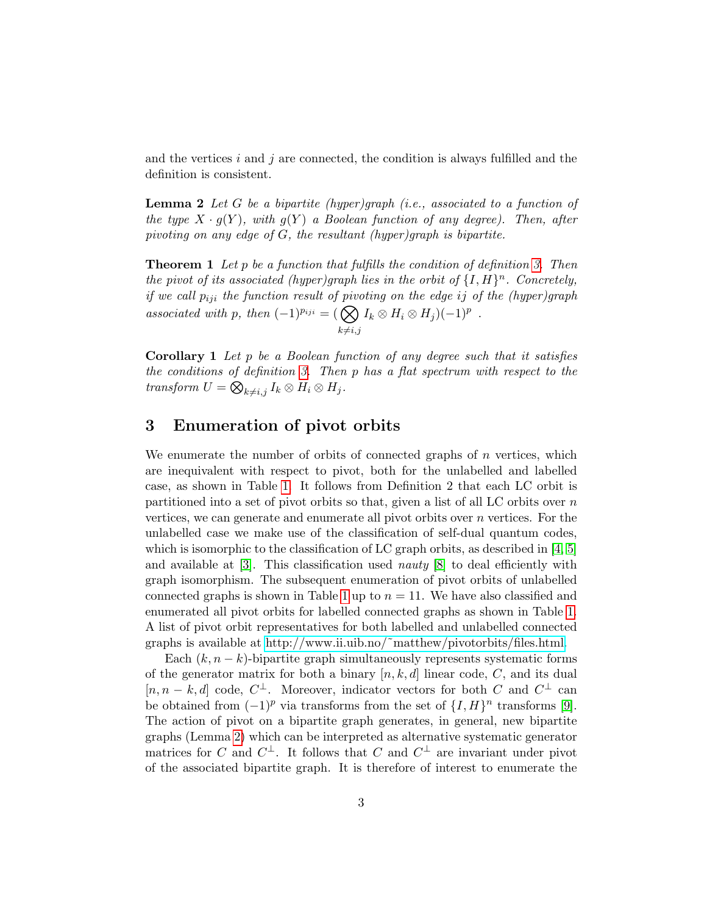and the vertices $i$ and $j$ are connected, the condition is always fulfilled and the definition is consistent.

**Lemma 2** *Let $G$ be a bipartite (hyper)graph (i.e., associated to a function of the type $X \cdot g(Y)$, with $g(Y)$ a Boolean function of any degree). Then, after pivoting on any edge of $G$, the resultant (hyper)graph is bipartite.*

**Theorem 1** *Let $p$ be a function that fulfills the condition of definition 3. Then the pivot of its associated (hyper)graph lies in the orbit of $\{I, H\}^n$. Concretely, if we call $p_{iji}$ the function result of pivoting on the edge $ij$ of the (hyper)graph associated with $p$, then $(-1)^{p_{iji}} = (\bigotimes_{k \neq i,j} I_k \otimes H_i \otimes H_j)(-1)^p$ .*

**Corollary 1** *Let $p$ be a Boolean function of any degree such that it satisfies the conditions of definition 3. Then $p$ has a flat spectrum with respect to the transform $U = \bigotimes_{k \neq i,j} I_k \otimes H_i \otimes H_j$.*

## 3 Enumeration of pivot orbits

We enumerate the number of orbits of connected graphs of $n$ vertices, which are inequivalent with respect to pivot, both for the unlabelled and labelled case, as shown in Table 1. It follows from Definition 2 that each LC orbit is partitioned into a set of pivot orbits so that, given a list of all LC orbits over $n$ vertices, we can generate and enumerate all pivot orbits over $n$ vertices. For the unlabelled case we make use of the classification of self-dual quantum codes, which is isomorphic to the classification of LC graph orbits, as described in [4, 5] and available at [3]. This classification used *nauty* [8] to deal efficiently with graph isomorphism. The subsequent enumeration of pivot orbits of unlabelled connected graphs is shown in Table 1 up to $n = 11$. We have also classified and enumerated all pivot orbits for labelled connected graphs as shown in Table 1. A list of pivot orbit representatives for both labelled and unlabelled connected graphs is available at http://www.ii.uib.no/~matthew/pivotorbits/files.html.

Each $(k, n-k)$-bipartite graph simultaneously represents systematic forms of the generator matrix for both a binary $[n, k, d]$ linear code, $C$, and its dual $[n, n-k, d]$ code, $C^{\perp}$. Moreover, indicator vectors for both $C$ and $C^{\perp}$ can be obtained from $(-1)^p$ via transforms from the set of $\{I, H\}^n$ transforms [9]. The action of pivot on a bipartite graph generates, in general, new bipartite graphs (Lemma 2) which can be interpreted as alternative systematic generator matrices for $C$ and $C^{\perp}$. It follows that $C$ and $C^{\perp}$ are invariant under pivot of the associated bipartite graph. It is therefore of interest to enumerate the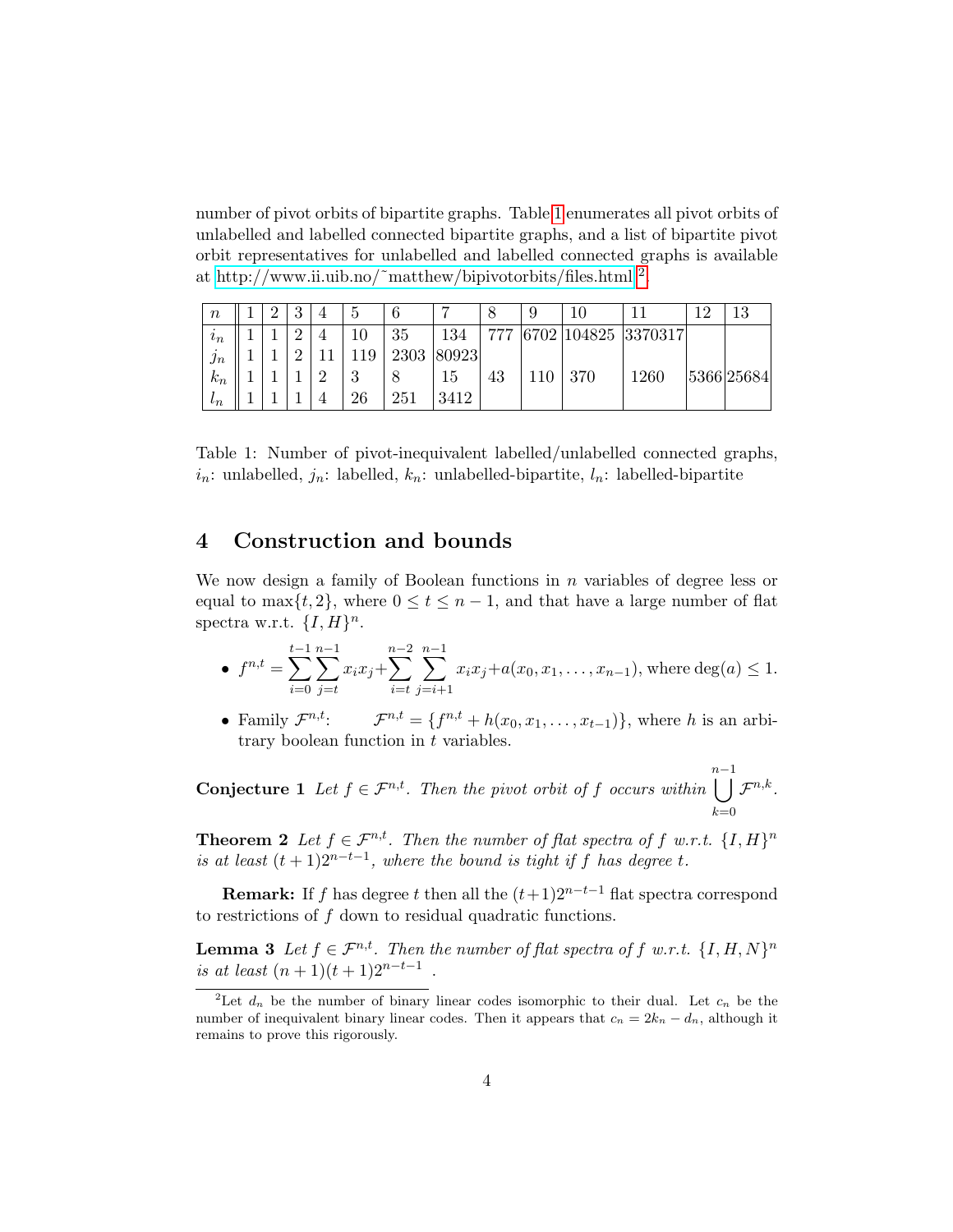number of pivot orbits of bipartite graphs. Table 1 enumerates all pivot orbits of unlabelled and labelled connected bipartite graphs, and a list of bipartite pivot orbit representatives for unlabelled and labelled connected graphs is available at http://www.ii.uib.no/˜matthew/bipivotorbits/files.html [2].

| $n$ | 1 | 2 | 3 | 4 | 5 | 6 | 7 | 8 | 9 | 10 | 11 | 12 | 13 |
|---|---|---|---|---|---|---|---|---|---|---|---|---|---|
| $i_n$ | 1 | 1 | 2 | 4 | 10 | 35 | 134 | 777 | 6702 | 104825 | 3370317 | | |
| $j_n$ | 1 | 1 | 2 | 11 | 119 | 2303 | 80923 | | | | | | |
| $k_n$ | 1 | 1 | 1 | 2 | 3 | 8 | 15 | 43 | 110 | 370 | 1260 | 5366 | 25684 |
| $l_n$ | 1 | 1 | 1 | 4 | 26 | 251 | 3412 | | | | | | |

Table 1: Number of pivot-inequivalent labelled/unlabelled connected graphs, $i_n$: unlabelled, $j_n$: labelled, $k_n$: unlabelled-bipartite, $l_n$: labelled-bipartite

## 4 Construction and bounds

We now design a family of Boolean functions in $n$ variables of degree less or equal to $\max\{t, 2\}$, where $0 \leq t \leq n-1$, and that have a large number of flat spectra w.r.t. $\{I, H\}^n$.

- $f^{n,t} = \sum_{i=0}^{t-1} \sum_{j=t}^{n-1} x_i x_j + \sum_{i=t}^{n-2} \sum_{j=i+1}^{n-1} x_i x_j + a(x_0, x_1, \ldots, x_{n-1})$, where $\deg(a) \leq 1$.
- Family $\mathcal{F}^{n,t}$: $\quad \mathcal{F}^{n,t} = \{f^{n,t} + h(x_0, x_1, \ldots, x_{t-1})\}$, where $h$ is an arbitrary boolean function in $t$ variables.

**Conjecture 1** *Let $f \in \mathcal{F}^{n,t}$. Then the pivot orbit of $f$ occurs within $\bigcup_{k=0}^{n-1} \mathcal{F}^{n,k}$.*

**Theorem 2** *Let $f \in \mathcal{F}^{n,t}$. Then the number of flat spectra of $f$ w.r.t. $\{I, H\}^n$ is at least $(t+1)2^{n-t-1}$, where the bound is tight if $f$ has degree $t$.*

**Remark:** If $f$ has degree $t$ then all the $(t+1)2^{n-t-1}$ flat spectra correspond to restrictions of $f$ down to residual quadratic functions.

**Lemma 3** *Let $f \in \mathcal{F}^{n,t}$. Then the number of flat spectra of $f$ w.r.t. $\{I, H, N\}^n$ is at least $(n+1)(t+1)2^{n-t-1}$ .*

[2] Let $d_n$ be the number of binary linear codes isomorphic to their dual. Let $c_n$ be the number of inequivalent binary linear codes. Then it appears that $c_n = 2k_n - d_n$, although it remains to prove this rigorously.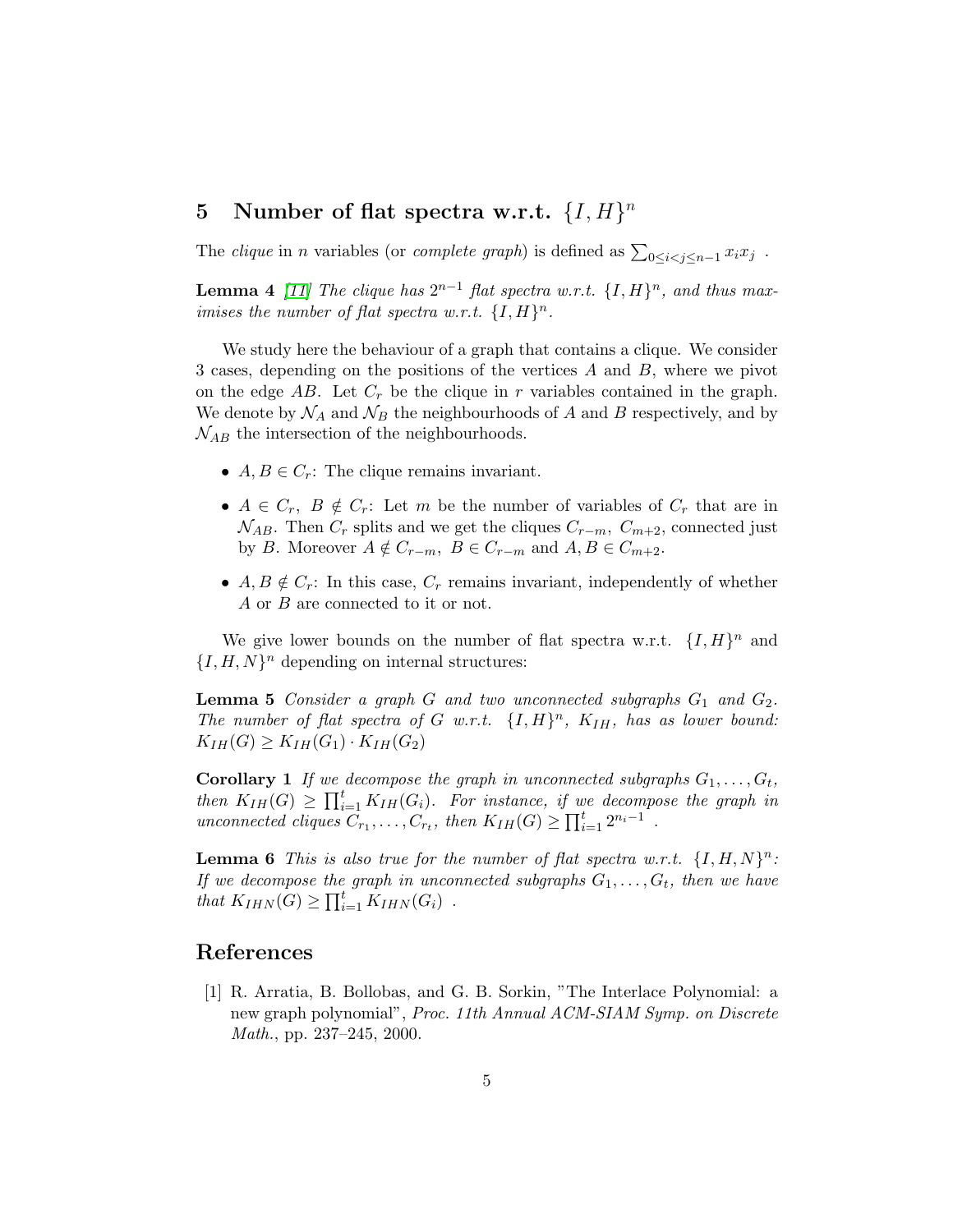## 5 Number of flat spectra w.r.t. $\{I, H\}^n$

The *clique* in $n$ variables (or *complete graph*) is defined as $\sum_{0 \leq i < j \leq n-1} x_i x_j$ .

**Lemma 4** *[11] The clique has $2^{n-1}$ flat spectra w.r.t. $\{I, H\}^n$, and thus maximises the number of flat spectra w.r.t. $\{I, H\}^n$.*

We study here the behaviour of a graph that contains a clique. We consider 3 cases, depending on the positions of the vertices $A$ and $B$, where we pivot on the edge $AB$. Let $C_r$ be the clique in $r$ variables contained in the graph. We denote by $\mathcal{N}_A$ and $\mathcal{N}_B$ the neighbourhoods of $A$ and $B$ respectively, and by $\mathcal{N}_{AB}$ the intersection of the neighbourhoods.

- $A, B \in C_r$: The clique remains invariant.
- $A \in C_r,\ B \notin C_r$: Let $m$ be the number of variables of $C_r$ that are in $\mathcal{N}_{AB}$. Then $C_r$ splits and we get the cliques $C_{r-m},\ C_{m+2}$, connected just by $B$. Moreover $A \notin C_{r-m},\ B \in C_{r-m}$ and $A, B \in C_{m+2}$.
- $A, B \notin C_r$: In this case, $C_r$ remains invariant, independently of whether $A$ or $B$ are connected to it or not.

We give lower bounds on the number of flat spectra w.r.t. $\{I, H\}^n$ and $\{I, H, N\}^n$ depending on internal structures:

**Lemma 5** *Consider a graph $G$ and two unconnected subgraphs $G_1$ and $G_2$. The number of flat spectra of $G$ w.r.t. $\{I, H\}^n$, $K_{IH}$, has as lower bound: $K_{IH}(G) \geq K_{IH}(G_1) \cdot K_{IH}(G_2)$*

**Corollary 1** *If we decompose the graph in unconnected subgraphs $G_1, \ldots, G_t$, then $K_{IH}(G) \geq \prod_{i=1}^{t} K_{IH}(G_i)$. For instance, if we decompose the graph in unconnected cliques $C_{r_1}, \ldots, C_{r_t}$, then $K_{IH}(G) \geq \prod_{i=1}^{t} 2^{n_i - 1}$ .*

**Lemma 6** *This is also true for the number of flat spectra w.r.t. $\{I, H, N\}^n$: If we decompose the graph in unconnected subgraphs $G_1, \ldots, G_t$, then we have that $K_{IHN}(G) \geq \prod_{i=1}^{t} K_{IHN}(G_i)$ .*

## References

[1] R. Arratia, B. Bollobas, and G. B. Sorkin, "The Interlace Polynomial: a new graph polynomial", *Proc. 11th Annual ACM-SIAM Symp. on Discrete Math.*, pp. 237–245, 2000.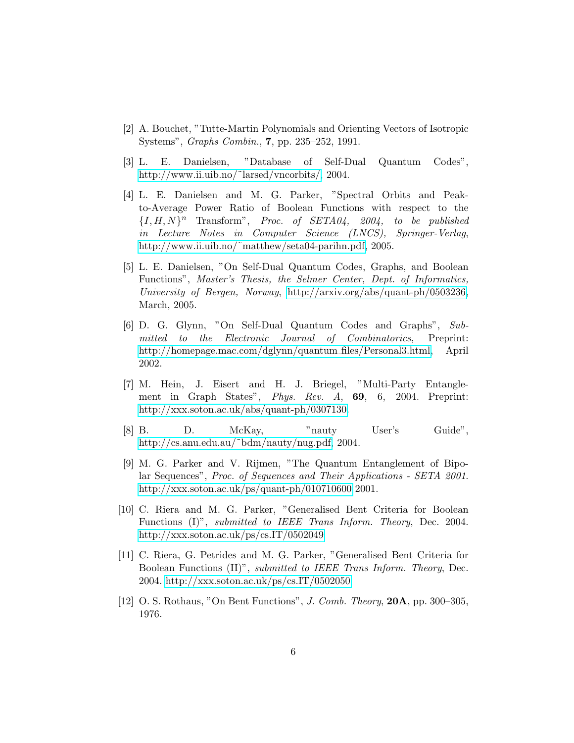[2] A. Bouchet, "Tutte-Martin Polynomials and Orienting Vectors of Isotropic Systems", *Graphs Combin.*, **7**, pp. 235–252, 1991.

[3] L. E. Danielsen, "Database of Self-Dual Quantum Codes", http://www.ii.uib.no/~larsed/vncorbits/, 2004.

[4] L. E. Danielsen and M. G. Parker, "Spectral Orbits and Peak-to-Average Power Ratio of Boolean Functions with respect to the $\{I, H, N\}^n$ Transform", *Proc. of SETA04, 2004, to be published in Lecture Notes in Computer Science (LNCS), Springer-Verlag*, http://www.ii.uib.no/~matthew/seta04-parihn.pdf, 2005.

[5] L. E. Danielsen, "On Self-Dual Quantum Codes, Graphs, and Boolean Functions", *Master's Thesis, the Selmer Center, Dept. of Informatics, University of Bergen, Norway*, http://arxiv.org/abs/quant-ph/0503236, March, 2005.

[6] D. G. Glynn, "On Self-Dual Quantum Codes and Graphs", *Submitted to the Electronic Journal of Combinatorics*, Preprint: http://homepage.mac.com/dglynn/quantum_files/Personal3.html, April 2002.

[7] M. Hein, J. Eisert and H. J. Briegel, "Multi-Party Entanglement in Graph States", *Phys. Rev. A*, **69**, 6, 2004. Preprint: http://xxx.soton.ac.uk/abs/quant-ph/0307130.

[8] B. D. McKay, "nauty User's Guide", http://cs.anu.edu.au/~bdm/nauty/nug.pdf, 2004.

[9] M. G. Parker and V. Rijmen, "The Quantum Entanglement of Bipolar Sequences", *Proc. of Sequences and Their Applications - SETA 2001.* http://xxx.soton.ac.uk/ps/quant-ph/010710600 2001.

[10] C. Riera and M. G. Parker, "Generalised Bent Criteria for Boolean Functions (I)", *submitted to IEEE Trans Inform. Theory*, Dec. 2004. http://xxx.soton.ac.uk/ps/cs.IT/0502049

[11] C. Riera, G. Petrides and M. G. Parker, "Generalised Bent Criteria for Boolean Functions (II)", *submitted to IEEE Trans Inform. Theory*, Dec. 2004. http://xxx.soton.ac.uk/ps/cs.IT/0502050

[12] O. S. Rothaus, "On Bent Functions", *J. Comb. Theory*, **20A**, pp. 300–305, 1976.